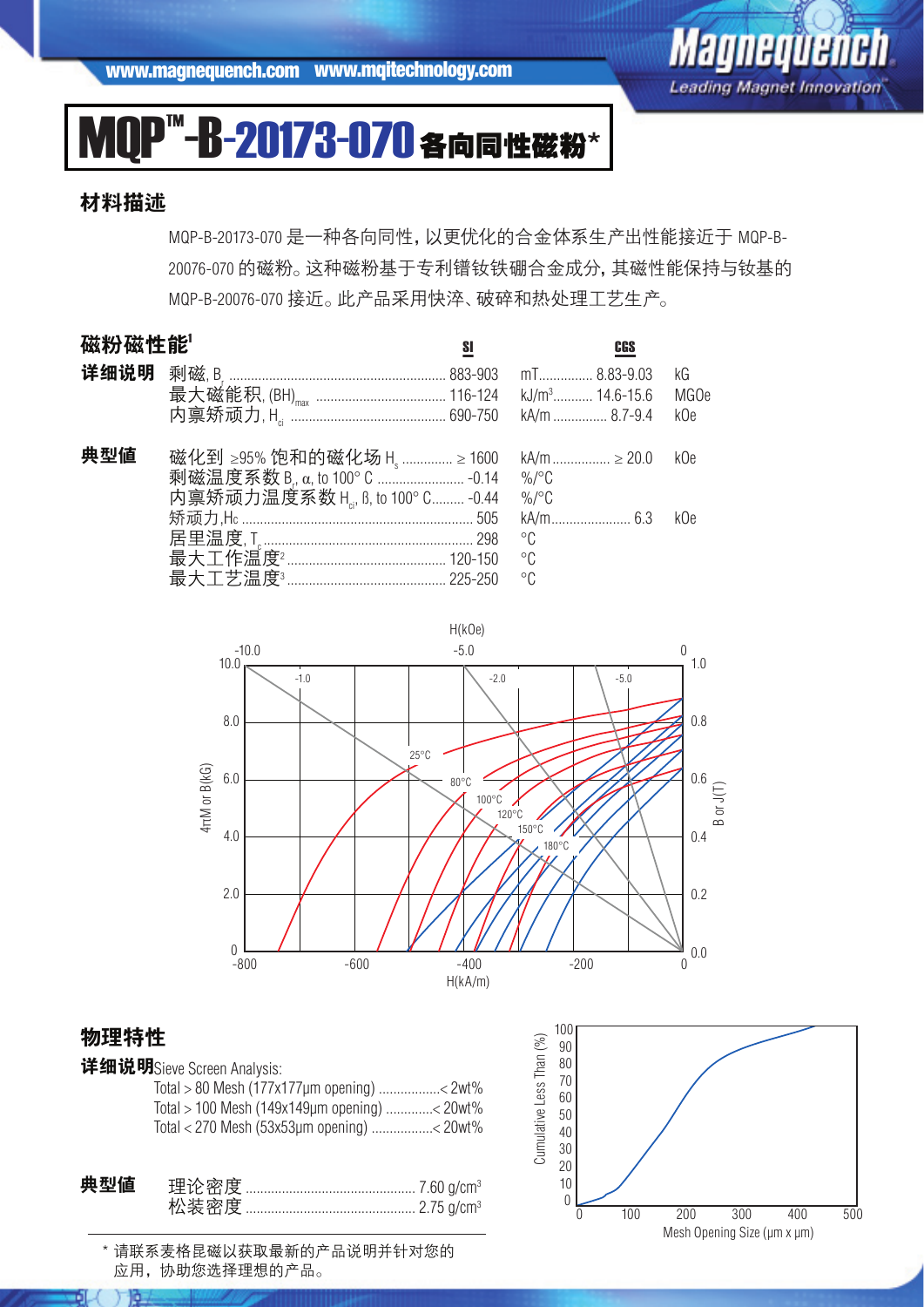# MQP™-B-20173-070 各向同性磁粉*

## 材料描述

MQP-B-20173-070 是一种各向同性，以更优化的合金体系生产出性能接近于 MQP-B-20076-070 的磁粉。这种磁粉基于专利镨钕铁硼合金成分，其磁性能保持与钕基的 MQP-B-20076-070 接近。此产品采用快淬、破碎和热处理工艺生产。

## 磁粉磁性能[1]

**详细说明**

| | SI | | CGS | |
|---|---|---|---|---|
| 剩磁, $B_r$ | 883-903 | mT | 8.83-9.03 | kG |
| 最大磁能积, $(BH)_{max}$ | 116-124 | kJ/m³ | 14.6-15.6 | MGOe |
| 内禀矫顽力, $H_{ci}$ | 690-750 | kA/m | 8.7-9.4 | kOe |

**典型值**

| | SI | | CGS | |
|---|---|---|---|---|
| 磁化到 ≥95% 饱和的磁化场 $H_s$ | ≥ 1600 | kA/m | ≥ 20.0 | kOe |
| 剩磁温度系数 $B_r$, α, to 100° C | -0.14 | %/°C | | |
| 内禀矫顽力温度系数 $H_{ci}$, β, to 100° C | -0.44 | %/°C | | |
| 矫顽力,Hc | 505 | kA/m | 6.3 | kOe |
| 居里温度, $T_c$ | 298 | °C | | |
| 最大工作温度[2] | 120-150 | °C | | |
| 最大工艺温度[3] | 225-250 | °C | | |

## 物理特性

**详细说明** Sieve Screen Analysis:

- Total > 80 Mesh (177x177μm opening) ................. < 2wt%
- Total > 100 Mesh (149x149μm opening) ............. < 20wt%
- Total < 270 Mesh (53x53μm opening) ................ < 20wt%

**典型值**

| | |
|---|---|
| 理论密度 | 7.60 g/cm³ |
| 松装密度 | 2.75 g/cm³ |

\* 请联系麦格昆磁以获取最新的产品说明并针对您的应用，协助您选择理想的产品。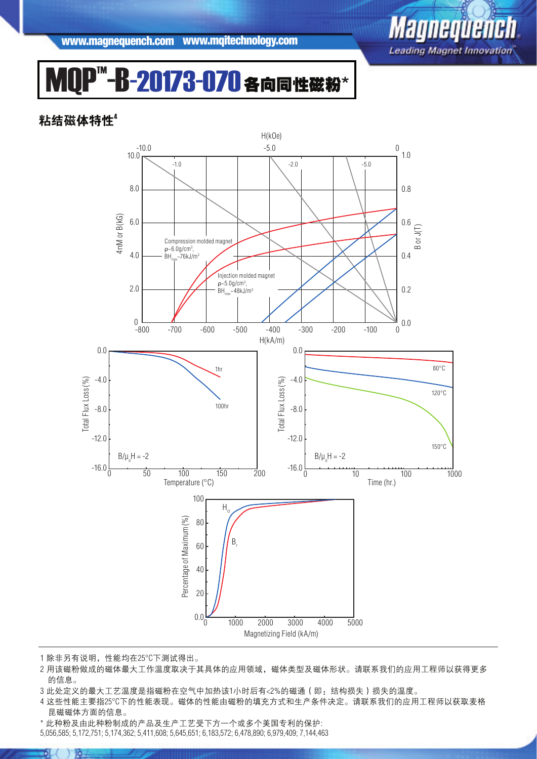# MQP™-B-20173-070 各向同性磁粉*

## 粘结磁体特性[4]

H(kOe)

-10.0

-5.0

0

10.0

8.0

6.0

4.0

2.0

0

1.0

0.8

0.6

0.4

0.2

0.0

-1.0

-2.0

-5.0

4πM or B(kG)

B or J(T)

Compression molded magnet
ρ~6.0g/cm³,
$BH_{max}$~76kJ/m³

Injection molded magnet
ρ~5.0g/cm³,
$BH_{max}$~48kJ/m³

-800 -700 -600 -500 -400 -300 -200 -100 0

H(kA/m)

Total Flux Loss (%)

0.0

-4.0

-8.0

-12.0

-16.0

1hr

100hr

$B/\mu_0 H = -2$

0 50 100 150 200

Temperature (°C)

Total Flux Loss (%)

0.0

-4.0

-8.0

-12.0

-16.0

80°C

120°C

150°C

$B/\mu_0 H = -2$

0 10 100 1000

Time (hr.)

Percentage of Maximum (%)

100

80

60

40

20

0.0

$H_{ci}$

$B_r$

0 1000 2000 3000 4000 5000

Magnetizing Field (kA/m)

---

1 除非另有说明，性能均在25°C下测试得出。

2 用该磁粉做成的磁体最大工作温度取决于其具体的应用领域，磁体类型及磁体形状。请联系我们的应用工程师以获得更多的信息。

3 此处定义的最大工艺温度是指磁粉在空气中加热该1小时后有<2%的磁通（即：结构损失）损失的温度。

4 这些性能主要指25°C下的性能表现。磁体的性能由磁粉的填充方式和生产条件决定。请联系我们的应用工程师以获取麦格昆磁磁体方面的信息。

\* 此种粉及由此种粉制成的产品及生产工艺受下方一个或多个美国专利的保护:
5,056,585; 5,172,751; 5,174,362; 5,411,608; 5,645,651; 6,183,572; 6,478,890; 6,979,409; 7,144,463